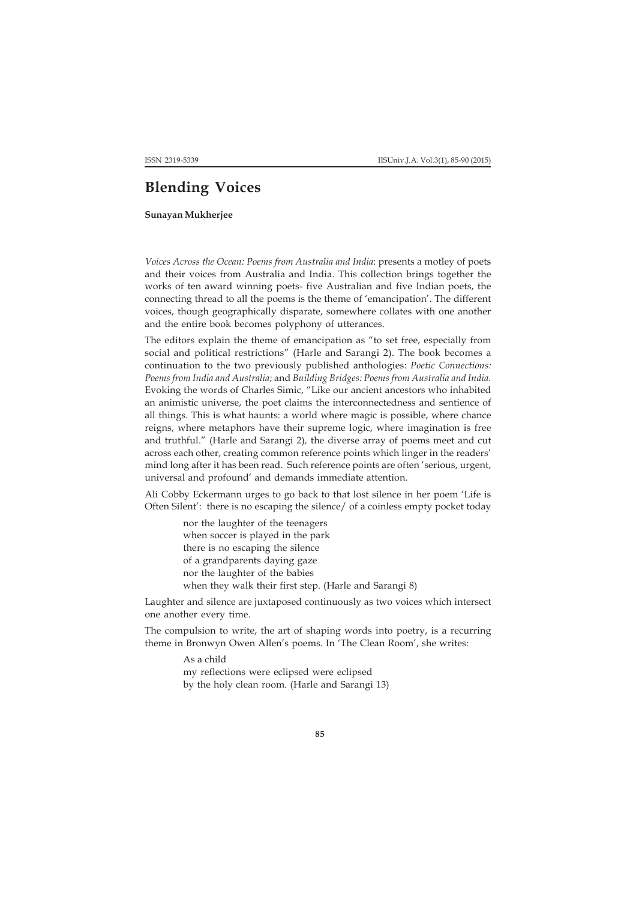# Blending Voices

**Sunayan Mukherjee**

*Voices Across the Ocean: Poems from Australia and India*: presents a motley of poets and their voices from Australia and India. This collection brings together the works of ten award winning poets- five Australian and five Indian poets, the connecting thread to all the poems is the theme of 'emancipation'. The different voices, though geographically disparate, somewhere collates with one another and the entire book becomes polyphony of utterances.

The editors explain the theme of emancipation as "to set free, especially from social and political restrictions" (Harle and Sarangi 2). The book becomes a continuation to the two previously published anthologies: *Poetic Connections: Poems from India and Australia*; and *Building Bridges: Poems from Australia and India.* Evoking the words of Charles Simic, "Like our ancient ancestors who inhabited an animistic universe, the poet claims the interconnectedness and sentience of all things. This is what haunts: a world where magic is possible, where chance reigns, where metaphors have their supreme logic, where imagination is free and truthful." (Harle and Sarangi 2), the diverse array of poems meet and cut across each other, creating common reference points which linger in the readers' mind long after it has been read. Such reference points are often 'serious, urgent, universal and profound' and demands immediate attention.

Ali Cobby Eckermann urges to go back to that lost silence in her poem 'Life is Often Silent': there is no escaping the silence/ of a coinless empty pocket today

> nor the laughter of the teenagers
> when soccer is played in the park
> there is no escaping the silence
> of a grandparents daying gaze
> nor the laughter of the babies
> when they walk their first step. (Harle and Sarangi 8)

Laughter and silence are juxtaposed continuously as two voices which intersect one another every time.

The compulsion to write, the art of shaping words into poetry, is a recurring theme in Bronwyn Owen Allen's poems. In 'The Clean Room', she writes:

> As a child
> my reflections were eclipsed were eclipsed
> by the holy clean room. (Harle and Sarangi 13)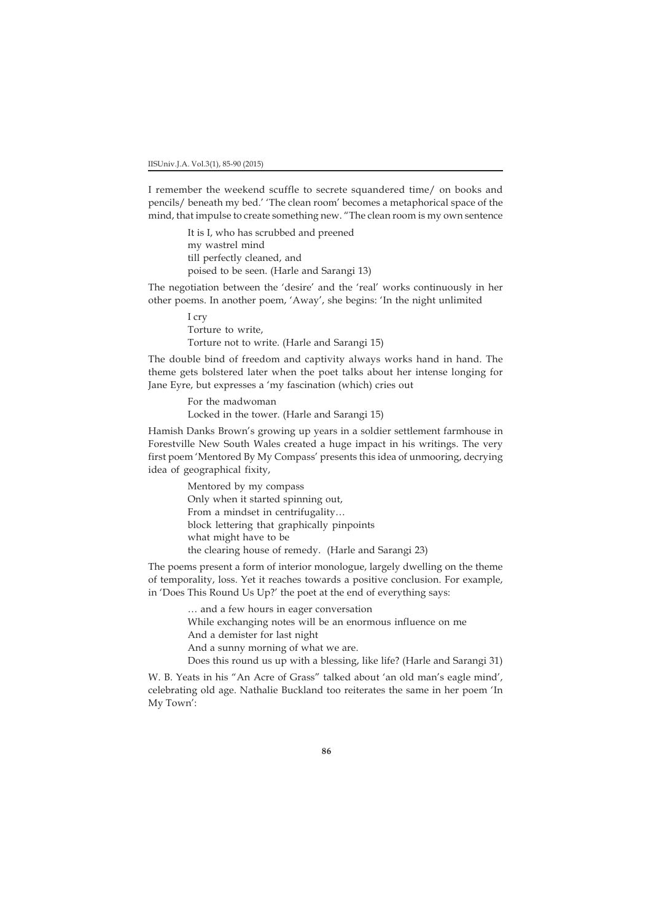I remember the weekend scuffle to secrete squandered time/ on books and pencils/ beneath my bed.' 'The clean room' becomes a metaphorical space of the mind, that impulse to create something new. "The clean room is my own sentence

> It is I, who has scrubbed and preened
> my wastrel mind
> till perfectly cleaned, and
> poised to be seen. (Harle and Sarangi 13)

The negotiation between the 'desire' and the 'real' works continuously in her other poems. In another poem, 'Away', she begins: 'In the night unlimited

> I cry
> Torture to write,
> Torture not to write. (Harle and Sarangi 15)

The double bind of freedom and captivity always works hand in hand. The theme gets bolstered later when the poet talks about her intense longing for Jane Eyre, but expresses a 'my fascination (which) cries out

> For the madwoman
> Locked in the tower. (Harle and Sarangi 15)

Hamish Danks Brown's growing up years in a soldier settlement farmhouse in Forestville New South Wales created a huge impact in his writings. The very first poem 'Mentored By My Compass' presents this idea of unmooring, decrying idea of geographical fixity,

> Mentored by my compass
> Only when it started spinning out,
> From a mindset in centrifugality…
> block lettering that graphically pinpoints
> what might have to be
> the clearing house of remedy. (Harle and Sarangi 23)

The poems present a form of interior monologue, largely dwelling on the theme of temporality, loss. Yet it reaches towards a positive conclusion. For example, in 'Does This Round Us Up?' the poet at the end of everything says:

> … and a few hours in eager conversation
> While exchanging notes will be an enormous influence on me
> And a demister for last night
> And a sunny morning of what we are.
> Does this round us up with a blessing, like life? (Harle and Sarangi 31)

W. B. Yeats in his "An Acre of Grass" talked about 'an old man's eagle mind', celebrating old age. Nathalie Buckland too reiterates the same in her poem 'In My Town':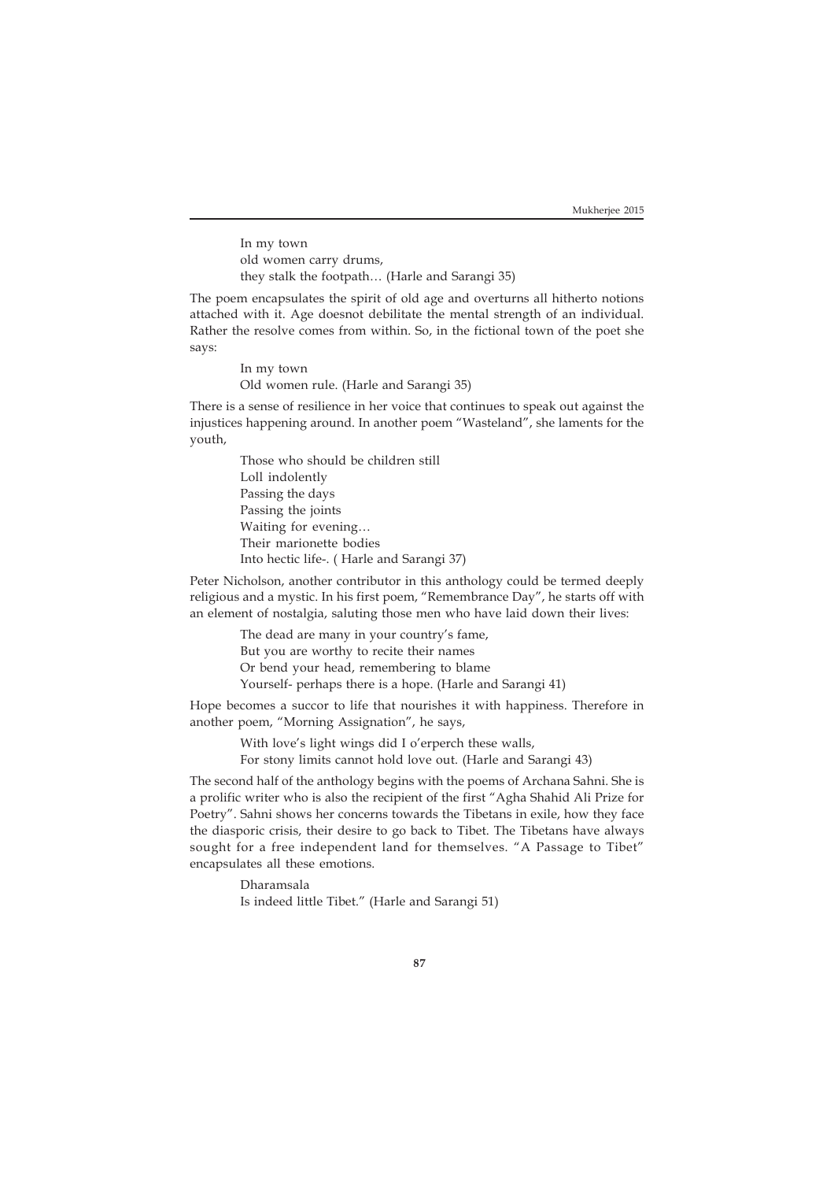In my town  
old women carry drums,  
they stalk the footpath… (Harle and Sarangi 35)

The poem encapsulates the spirit of old age and overturns all hitherto notions attached with it. Age doesnot debilitate the mental strength of an individual. Rather the resolve comes from within. So, in the fictional town of the poet she says:

In my town  
Old women rule. (Harle and Sarangi 35)

There is a sense of resilience in her voice that continues to speak out against the injustices happening around. In another poem "Wasteland", she laments for the youth,

Those who should be children still  
Loll indolently  
Passing the days  
Passing the joints  
Waiting for evening…  
Their marionette bodies  
Into hectic life-. ( Harle and Sarangi 37)

Peter Nicholson, another contributor in this anthology could be termed deeply religious and a mystic. In his first poem, "Remembrance Day", he starts off with an element of nostalgia, saluting those men who have laid down their lives:

The dead are many in your country's fame,  
But you are worthy to recite their names  
Or bend your head, remembering to blame  
Yourself- perhaps there is a hope. (Harle and Sarangi 41)

Hope becomes a succor to life that nourishes it with happiness. Therefore in another poem, "Morning Assignation", he says,

With love's light wings did I o'erperch these walls,  
For stony limits cannot hold love out. (Harle and Sarangi 43)

The second half of the anthology begins with the poems of Archana Sahni. She is a prolific writer who is also the recipient of the first "Agha Shahid Ali Prize for Poetry". Sahni shows her concerns towards the Tibetans in exile, how they face the diasporic crisis, their desire to go back to Tibet. The Tibetans have always sought for a free independent land for themselves. "A Passage to Tibet" encapsulates all these emotions.

Dharamsala  
Is indeed little Tibet." (Harle and Sarangi 51)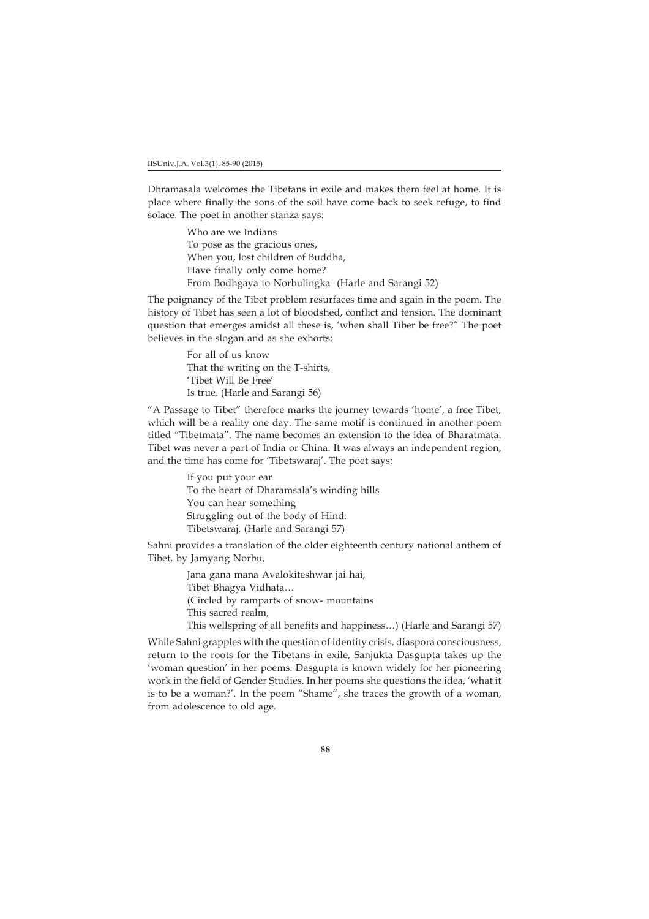Dhramasala welcomes the Tibetans in exile and makes them feel at home. It is place where finally the sons of the soil have come back to seek refuge, to find solace. The poet in another stanza says:

> Who are we Indians  
> To pose as the gracious ones,  
> When you, lost children of Buddha,  
> Have finally only come home?  
> From Bodhgaya to Norbulingka (Harle and Sarangi 52)

The poignancy of the Tibet problem resurfaces time and again in the poem. The history of Tibet has seen a lot of bloodshed, conflict and tension. The dominant question that emerges amidst all these is, 'when shall Tiber be free?" The poet believes in the slogan and as she exhorts:

> For all of us know  
> That the writing on the T-shirts,  
> 'Tibet Will Be Free'  
> Is true. (Harle and Sarangi 56)

"A Passage to Tibet" therefore marks the journey towards 'home', a free Tibet, which will be a reality one day. The same motif is continued in another poem titled "Tibetmata". The name becomes an extension to the idea of Bharatmata. Tibet was never a part of India or China. It was always an independent region, and the time has come for 'Tibetswaraj'. The poet says:

> If you put your ear  
> To the heart of Dharamsala's winding hills  
> You can hear something  
> Struggling out of the body of Hind:  
> Tibetswaraj. (Harle and Sarangi 57)

Sahni provides a translation of the older eighteenth century national anthem of Tibet, by Jamyang Norbu,

> Jana gana mana Avalokiteshwar jai hai,  
> Tibet Bhagya Vidhata…  
> (Circled by ramparts of snow- mountains  
> This sacred realm,  
> This wellspring of all benefits and happiness…) (Harle and Sarangi 57)

While Sahni grapples with the question of identity crisis, diaspora consciousness, return to the roots for the Tibetans in exile, Sanjukta Dasgupta takes up the 'woman question' in her poems. Dasgupta is known widely for her pioneering work in the field of Gender Studies. In her poems she questions the idea, 'what it is to be a woman?'. In the poem "Shame", she traces the growth of a woman, from adolescence to old age.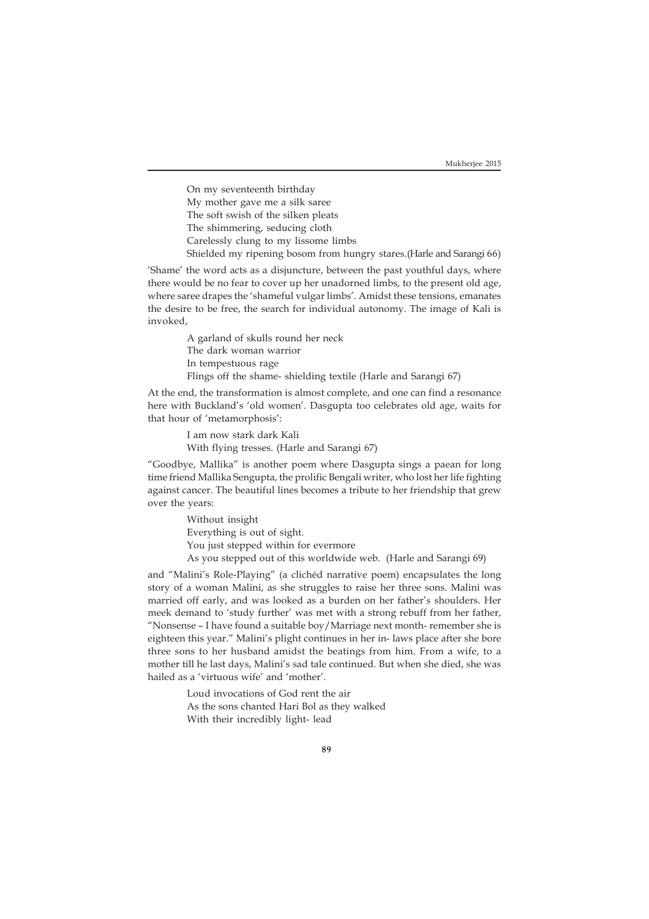On my seventeenth birthday  
My mother gave me a silk saree  
The soft swish of the silken pleats  
The shimmering, seducing cloth  
Carelessly clung to my lissome limbs  
Shielded my ripening bosom from hungry stares.(Harle and Sarangi 66)

'Shame' the word acts as a disjuncture, between the past youthful days, where there would be no fear to cover up her unadorned limbs, to the present old age, where saree drapes the 'shameful vulgar limbs'. Amidst these tensions, emanates the desire to be free, the search for individual autonomy. The image of Kali is invoked,

A garland of skulls round her neck  
The dark woman warrior  
In tempestuous rage  
Flings off the shame- shielding textile (Harle and Sarangi 67)

At the end, the transformation is almost complete, and one can find a resonance here with Buckland's 'old women'. Dasgupta too celebrates old age, waits for that hour of 'metamorphosis':

I am now stark dark Kali  
With flying tresses. (Harle and Sarangi 67)

"Goodbye, Mallika" is another poem where Dasgupta sings a paean for long time friend Mallika Sengupta, the prolific Bengali writer, who lost her life fighting against cancer. The beautiful lines becomes a tribute to her friendship that grew over the years:

Without insight  
Everything is out of sight.  
You just stepped within for evermore  
As you stepped out of this worldwide web. (Harle and Sarangi 69)

and "Malini's Role-Playing" (a clichéd narrative poem) encapsulates the long story of a woman Malini, as she struggles to raise her three sons. Malini was married off early, and was looked as a burden on her father's shoulders. Her meek demand to 'study further' was met with a strong rebuff from her father, "Nonsense – I have found a suitable boy/Marriage next month- remember she is eighteen this year." Malini's plight continues in her in- laws place after she bore three sons to her husband amidst the beatings from him. From a wife, to a mother till he last days, Malini's sad tale continued. But when she died, she was hailed as a 'virtuous wife' and 'mother'.

Loud invocations of God rent the air  
As the sons chanted Hari Bol as they walked  
With their incredibly light- lead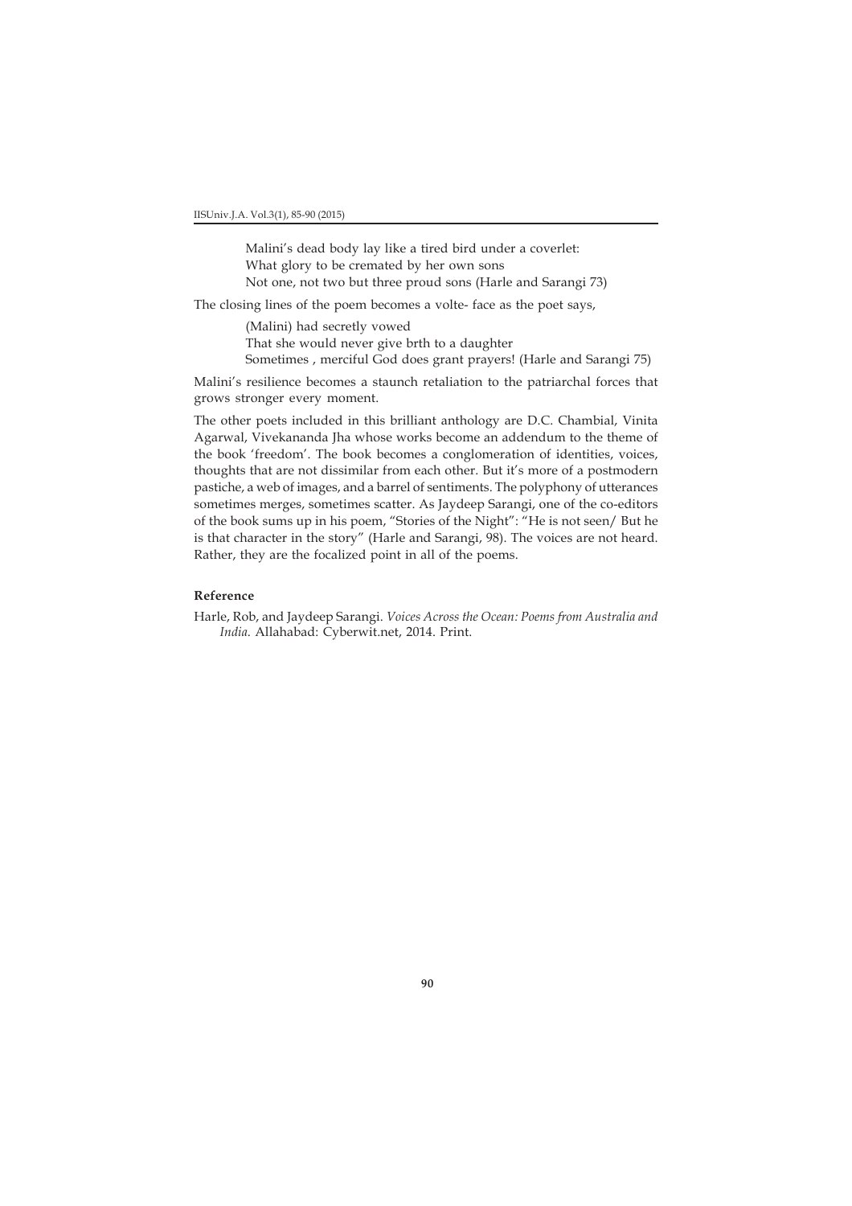> Malini's dead body lay like a tired bird under a coverlet:
> What glory to be cremated by her own sons
> Not one, not two but three proud sons (Harle and Sarangi 73)

The closing lines of the poem becomes a volte- face as the poet says,

> (Malini) had secretly vowed
> That she would never give brth to a daughter
> Sometimes , merciful God does grant prayers! (Harle and Sarangi 75)

Malini's resilience becomes a staunch retaliation to the patriarchal forces that grows stronger every moment.

The other poets included in this brilliant anthology are D.C. Chambial, Vinita Agarwal, Vivekananda Jha whose works become an addendum to the theme of the book 'freedom'. The book becomes a conglomeration of identities, voices, thoughts that are not dissimilar from each other. But it's more of a postmodern pastiche, a web of images, and a barrel of sentiments. The polyphony of utterances sometimes merges, sometimes scatter. As Jaydeep Sarangi, one of the co-editors of the book sums up in his poem, "Stories of the Night": "He is not seen/ But he is that character in the story" (Harle and Sarangi, 98). The voices are not heard. Rather, they are the focalized point in all of the poems.

**Reference**

Harle, Rob, and Jaydeep Sarangi. *Voices Across the Ocean: Poems from Australia and India*. Allahabad: Cyberwit.net, 2014. Print.